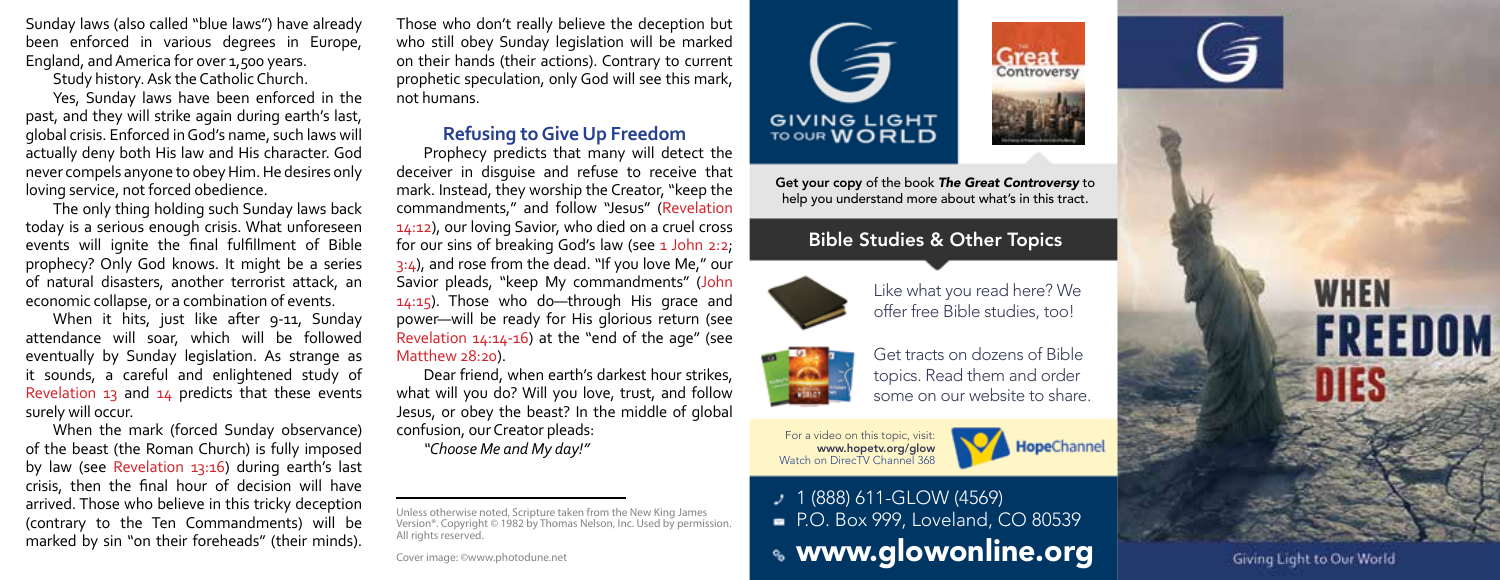Sunday laws (also called "blue laws") have already been enforced in various degrees in Europe, England, and America for over 1,500 years.

Study history. Ask the Catholic Church.

Yes, Sunday laws have been enforced in the past, and they will strike again during earth's last, global crisis. Enforced in God's name, such laws will actually deny both His law and His character. God never compels anyone to obey Him. He desires only loving service, not forced obedience.

The only thing holding such Sunday laws back today is a serious enough crisis. What unforeseen events will ignite the final fulfillment of Bible prophecy? Only God knows. It might be a series of natural disasters, another terrorist attack, an economic collapse, or a combination of events.

When it hits, just like after 9-11, Sunday attendance will soar, which will be followed eventually by Sunday legislation. As strange as it sounds, a careful and enlightened study of Revelation 13 and 14 predicts that these events surely will occur.

When the mark (forced Sunday observance) of the beast (the Roman Church) is fully imposed by law (see Revelation 13:16) during earth's last crisis, then the final hour of decision will have arrived. Those who believe in this tricky deception (contrary to the Ten Commandments) will be marked by sin "on their foreheads" (their minds). Those who don't really believe the deception but who still obey Sunday legislation will be marked on their hands (their actions). Contrary to current prophetic speculation, only God will see this mark, not humans.

## Refusing to Give Up Freedom

Prophecy predicts that many will detect the deceiver in disguise and refuse to receive that mark. Instead, they worship the Creator, "keep the commandments," and follow "Jesus" (Revelation 14:12), our loving Savior, who died on a cruel cross for our sins of breaking God's law (see 1 John 2:2; 3:4), and rose from the dead. "If you love Me," our Savior pleads, "keep My commandments" (John 14:15). Those who do—through His grace and power—will be ready for His glorious return (see Revelation 14:14-16) at the "end of the age" (see Matthew 28:20).

Dear friend, when earth's darkest hour strikes, what will you do? Will you love, trust, and follow Jesus, or obey the beast? In the middle of global confusion, our Creator pleads:

*"Choose Me and My day!"*

---

Unless otherwise noted, Scripture taken from the New King James Version®. Copyright © 1982 by Thomas Nelson, Inc. Used by permission. All rights reserved.

Cover image: ©www.photodune.net

GIVING LIGHT TO OUR WORLD

**Get your copy** of the book ***The Great Controversy*** to help you understand more about what's in this tract.

### Bible Studies & Other Topics

Like what you read here? We offer free Bible studies, too!

Get tracts on dozens of Bible topics. Read them and order some on our website to share.

For a video on this topic, visit: **www.hopetv.org/glow**
Watch on DirecTV Channel 368

HopeChannel

1 (888) 611-GLOW (4569)
P.O. Box 999, Loveland, CO 80539
**www.glowonline.org**

# WHEN FREEDOM DIES

Giving Light to Our World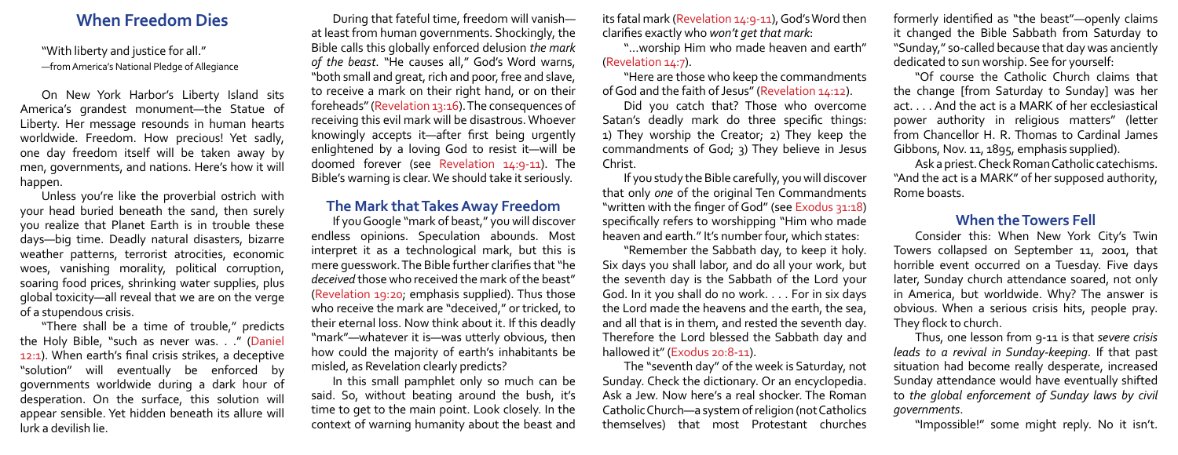## When Freedom Dies

"With liberty and justice for all."
—from America's National Pledge of Allegiance

On New York Harbor's Liberty Island sits America's grandest monument—the Statue of Liberty. Her message resounds in human hearts worldwide. Freedom. How precious! Yet sadly, one day freedom itself will be taken away by men, governments, and nations. Here's how it will happen.

Unless you're like the proverbial ostrich with your head buried beneath the sand, then surely you realize that Planet Earth is in trouble these days—big time. Deadly natural disasters, bizarre weather patterns, terrorist atrocities, economic woes, vanishing morality, political corruption, soaring food prices, shrinking water supplies, plus global toxicity—all reveal that we are on the verge of a stupendous crisis.

"There shall be a time of trouble," predicts the Holy Bible, "such as never was. . ." (Daniel 12:1). When earth's final crisis strikes, a deceptive "solution" will eventually be enforced by governments worldwide during a dark hour of desperation. On the surface, this solution will appear sensible. Yet hidden beneath its allure will lurk a devilish lie.

During that fateful time, freedom will vanish—at least from human governments. Shockingly, the Bible calls this globally enforced delusion *the mark of the beast*. "He causes all," God's Word warns, "both small and great, rich and poor, free and slave, to receive a mark on their right hand, or on their foreheads" (Revelation 13:16). The consequences of receiving this evil mark will be disastrous. Whoever knowingly accepts it—after first being urgently enlightened by a loving God to resist it—will be doomed forever (see Revelation 14:9-11). The Bible's warning is clear. We should take it seriously.

### The Mark that Takes Away Freedom

If you Google "mark of beast," you will discover endless opinions. Speculation abounds. Most interpret it as a technological mark, but this is mere guesswork. The Bible further clarifies that "he *deceived* those who received the mark of the beast" (Revelation 19:20; emphasis supplied). Thus those who receive the mark are "deceived," or tricked, to their eternal loss. Now think about it. If this deadly "mark"—whatever it is—was utterly obvious, then how could the majority of earth's inhabitants be misled, as Revelation clearly predicts?

In this small pamphlet only so much can be said. So, without beating around the bush, it's time to get to the main point. Look closely. In the context of warning humanity about the beast and its fatal mark (Revelation 14:9-11), God's Word then clarifies exactly who *won't get that mark*:

"...worship Him who made heaven and earth" (Revelation 14:7).

"Here are those who keep the commandments of God and the faith of Jesus" (Revelation 14:12).

Did you catch that? Those who overcome Satan's deadly mark do three specific things: 1) They worship the Creator; 2) They keep the commandments of God; 3) They believe in Jesus Christ.

If you study the Bible carefully, you will discover that only *one* of the original Ten Commandments "written with the finger of God" (see Exodus 31:18) specifically refers to worshipping "Him who made heaven and earth." It's number four, which states:

"Remember the Sabbath day, to keep it holy. Six days you shall labor, and do all your work, but the seventh day is the Sabbath of the Lord your God. In it you shall do no work. . . . For in six days the Lord made the heavens and the earth, the sea, and all that is in them, and rested the seventh day. Therefore the Lord blessed the Sabbath day and hallowed it" (Exodus 20:8-11).

The "seventh day" of the week is Saturday, not Sunday. Check the dictionary. Or an encyclopedia. Ask a Jew. Now here's a real shocker. The Roman Catholic Church—a system of religion (not Catholics themselves) that most Protestant churches formerly identified as "the beast"—openly claims it changed the Bible Sabbath from Saturday to "Sunday," so-called because that day was anciently dedicated to sun worship. See for yourself:

"Of course the Catholic Church claims that the change [from Saturday to Sunday] was her act. . . . And the act is a MARK of her ecclesiastical power authority in religious matters" (letter from Chancellor H. R. Thomas to Cardinal James Gibbons, Nov. 11, 1895, emphasis supplied).

Ask a priest. Check Roman Catholic catechisms. "And the act is a MARK" of her supposed authority, Rome boasts.

### When the Towers Fell

Consider this: When New York City's Twin Towers collapsed on September 11, 2001, that horrible event occurred on a Tuesday. Five days later, Sunday church attendance soared, not only in America, but worldwide. Why? The answer is obvious. When a serious crisis hits, people pray. They flock to church.

Thus, one lesson from 9-11 is that *severe crisis leads to a revival in Sunday-keeping*. If that past situation had become really desperate, increased Sunday attendance would have eventually shifted to *the global enforcement of Sunday laws by civil governments*.

"Impossible!" some might reply. No it isn't.